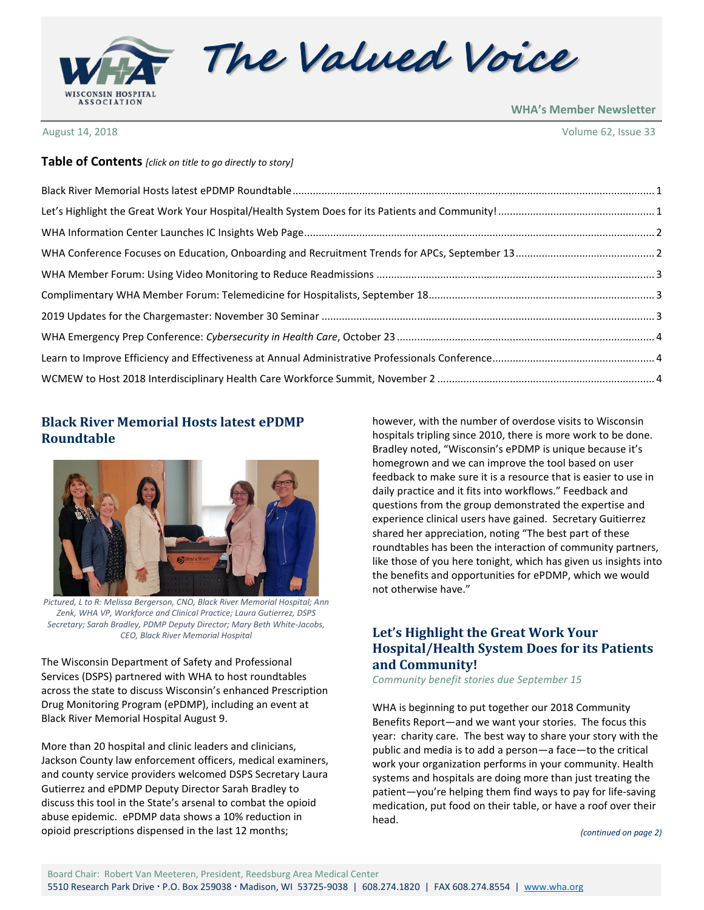# The Valued Voice

**WHA's Member Newsletter**

August 14, 2018 | Volume 62, Issue 33

## Table of Contents *[click on title to go directly to story]*

- Black River Memorial Hosts latest ePDMP Roundtable ... 1
- Let's Highlight the Great Work Your Hospital/Health System Does for its Patients and Community! ... 1
- WHA Information Center Launches IC Insights Web Page ... 2
- WHA Conference Focuses on Education, Onboarding and Recruitment Trends for APCs, September 13 ... 2
- WHA Member Forum: Using Video Monitoring to Reduce Readmissions ... 3
- Complimentary WHA Member Forum: Telemedicine for Hospitalists, September 18 ... 3
- 2019 Updates for the Chargemaster: November 30 Seminar ... 3
- WHA Emergency Prep Conference: *Cybersecurity in Health Care*, October 23 ... 4
- Learn to Improve Efficiency and Effectiveness at Annual Administrative Professionals Conference ... 4
- WCMEW to Host 2018 Interdisciplinary Health Care Workforce Summit, November 2 ... 4

## Black River Memorial Hosts latest ePDMP Roundtable

*Pictured, L to R: Melissa Bergerson, CNO, Black River Memorial Hospital; Ann Zenk, WHA VP, Workforce and Clinical Practice; Laura Gutierrez, DSPS Secretary; Sarah Bradley, PDMP Deputy Director; Mary Beth White-Jacobs, CEO, Black River Memorial Hospital*

The Wisconsin Department of Safety and Professional Services (DSPS) partnered with WHA to host roundtables across the state to discuss Wisconsin's enhanced Prescription Drug Monitoring Program (ePDMP), including an event at Black River Memorial Hospital August 9.

More than 20 hospital and clinic leaders and clinicians, Jackson County law enforcement officers, medical examiners, and county service providers welcomed DSPS Secretary Laura Gutierrez and ePDMP Deputy Director Sarah Bradley to discuss this tool in the State's arsenal to combat the opioid abuse epidemic. ePDMP data shows a 10% reduction in opioid prescriptions dispensed in the last 12 months; however, with the number of overdose visits to Wisconsin hospitals tripling since 2010, there is more work to be done. Bradley noted, "Wisconsin's ePDMP is unique because it's homegrown and we can improve the tool based on user feedback to make sure it is a resource that is easier to use in daily practice and it fits into workflows." Feedback and questions from the group demonstrated the expertise and experience clinical users have gained. Secretary Guitierrez shared her appreciation, noting "The best part of these roundtables has been the interaction of community partners, like those of you here tonight, which has given us insights into the benefits and opportunities for ePDMP, which we would not otherwise have."

## Let's Highlight the Great Work Your Hospital/Health System Does for its Patients and Community!

*Community benefit stories due September 15*

WHA is beginning to put together our 2018 Community Benefits Report—and we want your stories. The focus this year: charity care. The best way to share your story with the public and media is to add a person—a face—to the critical work your organization performs in your community. Health systems and hospitals are doing more than just treating the patient—you're helping them find ways to pay for life-saving medication, put food on their table, or have a roof over their head.

*(continued on page 2)*

Board Chair: Robert Van Meeteren, President, Reedsburg Area Medical Center
5510 Research Park Drive · P.O. Box 259038 · Madison, WI 53725-9038 | 608.274.1820 | FAX 608.274.8554 | www.wha.org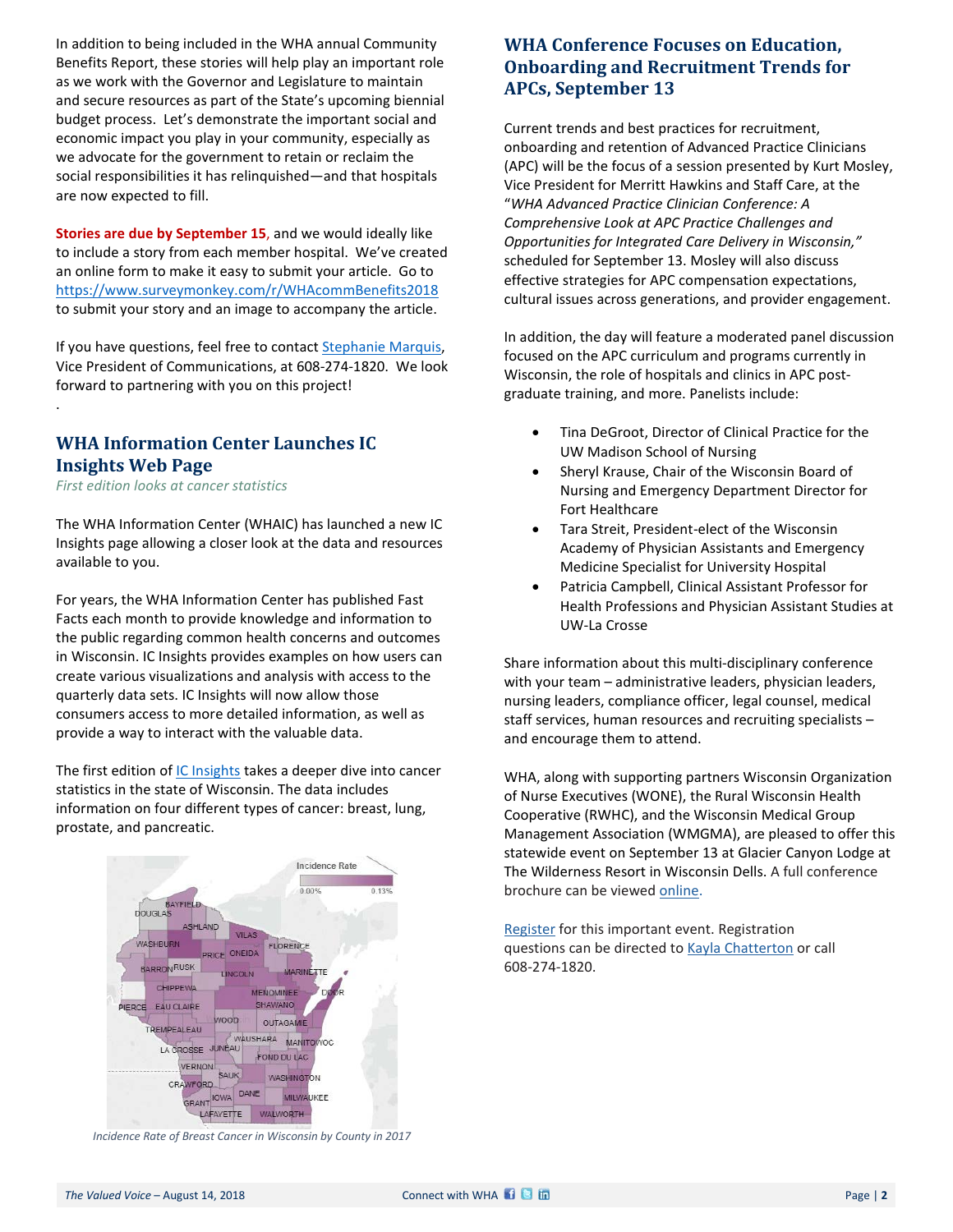In addition to being included in the WHA annual Community Benefits Report, these stories will help play an important role as we work with the Governor and Legislature to maintain and secure resources as part of the State's upcoming biennial budget process. Let's demonstrate the important social and economic impact you play in your community, especially as we advocate for the government to retain or reclaim the social responsibilities it has relinquished—and that hospitals are now expected to fill.

**Stories are due by September 15**, and we would ideally like to include a story from each member hospital. We've created an online form to make it easy to submit your article. Go to https://www.surveymonkey.com/r/WHAcommBenefits2018 to submit your story and an image to accompany the article.

If you have questions, feel free to contact Stephanie Marquis, Vice President of Communications, at 608-274-1820. We look forward to partnering with you on this project!

## WHA Information Center Launches IC Insights Web Page

*First edition looks at cancer statistics*

The WHA Information Center (WHAIC) has launched a new IC Insights page allowing a closer look at the data and resources available to you.

For years, the WHA Information Center has published Fast Facts each month to provide knowledge and information to the public regarding common health concerns and outcomes in Wisconsin. IC Insights provides examples on how users can create various visualizations and analysis with access to the quarterly data sets. IC Insights will now allow those consumers access to more detailed information, as well as provide a way to interact with the valuable data.

The first edition of IC Insights takes a deeper dive into cancer statistics in the state of Wisconsin. The data includes information on four different types of cancer: breast, lung, prostate, and pancreatic.

*Incidence Rate of Breast Cancer in Wisconsin by County in 2017*

## WHA Conference Focuses on Education, Onboarding and Recruitment Trends for APCs, September 13

Current trends and best practices for recruitment, onboarding and retention of Advanced Practice Clinicians (APC) will be the focus of a session presented by Kurt Mosley, Vice President for Merritt Hawkins and Staff Care, at the "*WHA Advanced Practice Clinician Conference: A Comprehensive Look at APC Practice Challenges and Opportunities for Integrated Care Delivery in Wisconsin,"* scheduled for September 13. Mosley will also discuss effective strategies for APC compensation expectations, cultural issues across generations, and provider engagement.

In addition, the day will feature a moderated panel discussion focused on the APC curriculum and programs currently in Wisconsin, the role of hospitals and clinics in APC post-graduate training, and more. Panelists include:

- Tina DeGroot, Director of Clinical Practice for the UW Madison School of Nursing
- Sheryl Krause, Chair of the Wisconsin Board of Nursing and Emergency Department Director for Fort Healthcare
- Tara Streit, President-elect of the Wisconsin Academy of Physician Assistants and Emergency Medicine Specialist for University Hospital
- Patricia Campbell, Clinical Assistant Professor for Health Professions and Physician Assistant Studies at UW-La Crosse

Share information about this multi-disciplinary conference with your team – administrative leaders, physician leaders, nursing leaders, compliance officer, legal counsel, medical staff services, human resources and recruiting specialists – and encourage them to attend.

WHA, along with supporting partners Wisconsin Organization of Nurse Executives (WONE), the Rural Wisconsin Health Cooperative (RWHC), and the Wisconsin Medical Group Management Association (WMGMA), are pleased to offer this statewide event on September 13 at Glacier Canyon Lodge at The Wilderness Resort in Wisconsin Dells. A full conference brochure can be viewed online.

Register for this important event. Registration questions can be directed to Kayla Chatterton or call 608-274-1820.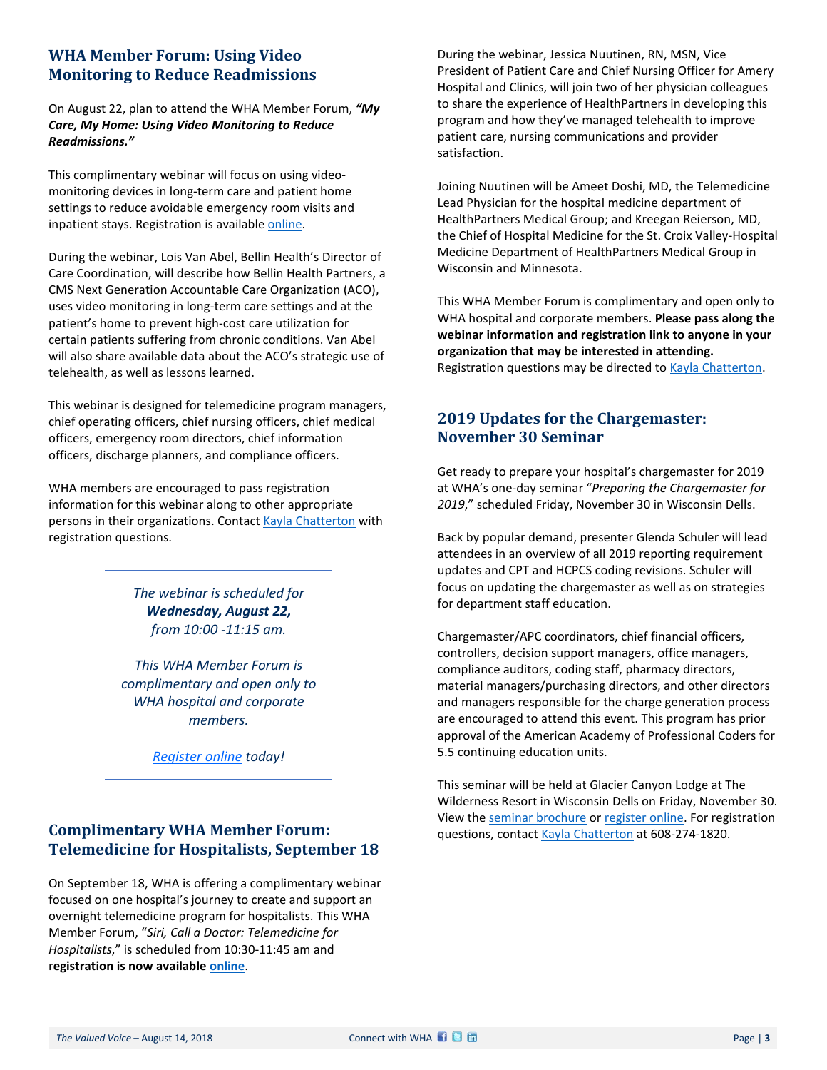## WHA Member Forum: Using Video Monitoring to Reduce Readmissions

On August 22, plan to attend the WHA Member Forum, ***"My Care, My Home: Using Video Monitoring to Reduce Readmissions."***

This complimentary webinar will focus on using video-monitoring devices in long-term care and patient home settings to reduce avoidable emergency room visits and inpatient stays. Registration is available online.

During the webinar, Lois Van Abel, Bellin Health's Director of Care Coordination, will describe how Bellin Health Partners, a CMS Next Generation Accountable Care Organization (ACO), uses video monitoring in long-term care settings and at the patient's home to prevent high-cost care utilization for certain patients suffering from chronic conditions. Van Abel will also share available data about the ACO's strategic use of telehealth, as well as lessons learned.

This webinar is designed for telemedicine program managers, chief operating officers, chief nursing officers, chief medical officers, emergency room directors, chief information officers, discharge planners, and compliance officers.

WHA members are encouraged to pass registration information for this webinar along to other appropriate persons in their organizations. Contact Kayla Chatterton with registration questions.

---

*The webinar is scheduled for* ***Wednesday, August 22,*** *from 10:00 -11:15 am.*

*This WHA Member Forum is complimentary and open only to WHA hospital and corporate members.*

*Register online today!*

---

## Complimentary WHA Member Forum: Telemedicine for Hospitalists, September 18

On September 18, WHA is offering a complimentary webinar focused on one hospital's journey to create and support an overnight telemedicine program for hospitalists. This WHA Member Forum, "*Siri, Call a Doctor: Telemedicine for Hospitalists*," is scheduled from 10:30-11:45 am and r**egistration is now available online**.

During the webinar, Jessica Nuutinen, RN, MSN, Vice President of Patient Care and Chief Nursing Officer for Amery Hospital and Clinics, will join two of her physician colleagues to share the experience of HealthPartners in developing this program and how they've managed telehealth to improve patient care, nursing communications and provider satisfaction.

Joining Nuutinen will be Ameet Doshi, MD, the Telemedicine Lead Physician for the hospital medicine department of HealthPartners Medical Group; and Kreegan Reierson, MD, the Chief of Hospital Medicine for the St. Croix Valley-Hospital Medicine Department of HealthPartners Medical Group in Wisconsin and Minnesota.

This WHA Member Forum is complimentary and open only to WHA hospital and corporate members. **Please pass along the webinar information and registration link to anyone in your organization that may be interested in attending.** Registration questions may be directed to Kayla Chatterton.

## 2019 Updates for the Chargemaster: November 30 Seminar

Get ready to prepare your hospital's chargemaster for 2019 at WHA's one-day seminar "*Preparing the Chargemaster for 2019*," scheduled Friday, November 30 in Wisconsin Dells.

Back by popular demand, presenter Glenda Schuler will lead attendees in an overview of all 2019 reporting requirement updates and CPT and HCPCS coding revisions. Schuler will focus on updating the chargemaster as well as on strategies for department staff education.

Chargemaster/APC coordinators, chief financial officers, controllers, decision support managers, office managers, compliance auditors, coding staff, pharmacy directors, material managers/purchasing directors, and other directors and managers responsible for the charge generation process are encouraged to attend this event. This program has prior approval of the American Academy of Professional Coders for 5.5 continuing education units.

This seminar will be held at Glacier Canyon Lodge at The Wilderness Resort in Wisconsin Dells on Friday, November 30. View the seminar brochure or register online. For registration questions, contact Kayla Chatterton at 608-274-1820.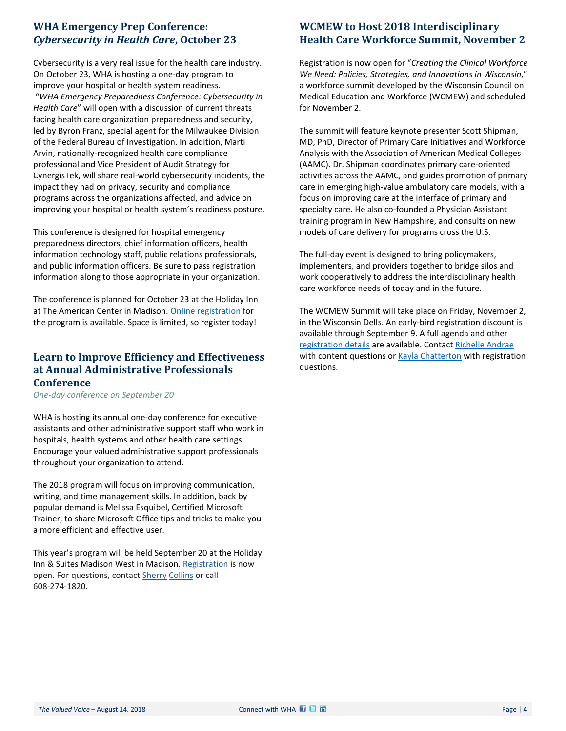## WHA Emergency Prep Conference: *Cybersecurity in Health Care*, October 23

Cybersecurity is a very real issue for the health care industry. On October 23, WHA is hosting a one-day program to improve your hospital or health system readiness. "*WHA Emergency Preparedness Conference: Cybersecurity in Health Care*" will open with a discussion of current threats facing health care organization preparedness and security, led by Byron Franz, special agent for the Milwaukee Division of the Federal Bureau of Investigation. In addition, Marti Arvin, nationally-recognized health care compliance professional and Vice President of Audit Strategy for CynergisTek, will share real-world cybersecurity incidents, the impact they had on privacy, security and compliance programs across the organizations affected, and advice on improving your hospital or health system's readiness posture.

This conference is designed for hospital emergency preparedness directors, chief information officers, health information technology staff, public relations professionals, and public information officers. Be sure to pass registration information along to those appropriate in your organization.

The conference is planned for October 23 at the Holiday Inn at The American Center in Madison. Online registration for the program is available. Space is limited, so register today!

## Learn to Improve Efficiency and Effectiveness at Annual Administrative Professionals Conference

*One-day conference on September 20*

WHA is hosting its annual one-day conference for executive assistants and other administrative support staff who work in hospitals, health systems and other health care settings. Encourage your valued administrative support professionals throughout your organization to attend.

The 2018 program will focus on improving communication, writing, and time management skills. In addition, back by popular demand is Melissa Esquibel, Certified Microsoft Trainer, to share Microsoft Office tips and tricks to make you a more efficient and effective user.

This year's program will be held September 20 at the Holiday Inn & Suites Madison West in Madison. Registration is now open. For questions, contact Sherry Collins or call 608-274-1820.

## WCMEW to Host 2018 Interdisciplinary Health Care Workforce Summit, November 2

Registration is now open for "*Creating the Clinical Workforce We Need: Policies, Strategies, and Innovations in Wisconsin*," a workforce summit developed by the Wisconsin Council on Medical Education and Workforce (WCMEW) and scheduled for November 2.

The summit will feature keynote presenter Scott Shipman, MD, PhD, Director of Primary Care Initiatives and Workforce Analysis with the Association of American Medical Colleges (AAMC). Dr. Shipman coordinates primary care-oriented activities across the AAMC, and guides promotion of primary care in emerging high-value ambulatory care models, with a focus on improving care at the interface of primary and specialty care. He also co-founded a Physician Assistant training program in New Hampshire, and consults on new models of care delivery for programs cross the U.S.

The full-day event is designed to bring policymakers, implementers, and providers together to bridge silos and work cooperatively to address the interdisciplinary health care workforce needs of today and in the future.

The WCMEW Summit will take place on Friday, November 2, in the Wisconsin Dells. An early-bird registration discount is available through September 9. A full agenda and other registration details are available. Contact Richelle Andrae with content questions or Kayla Chatterton with registration questions.